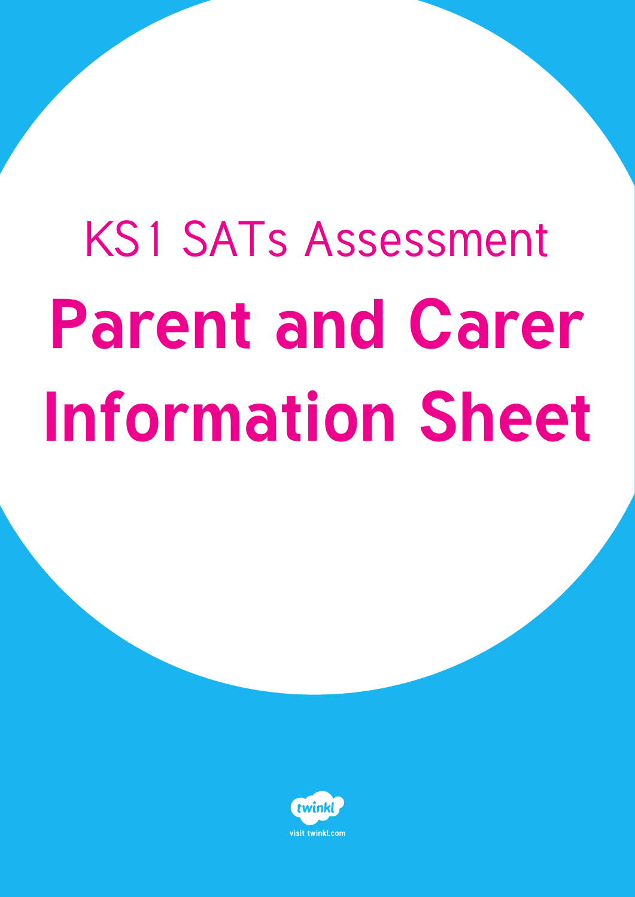KS1 SATs Assessment

# Parent and Carer Information Sheet

twinkl

visit twinkl.com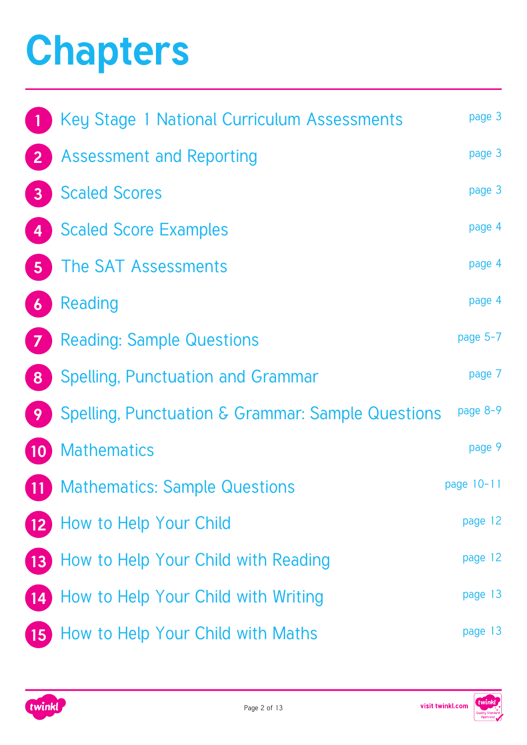# Chapters

| | Chapter | Page |
|---|---|---|
| 1 | Key Stage 1 National Curriculum Assessments | page 3 |
| 2 | Assessment and Reporting | page 3 |
| 3 | Scaled Scores | page 3 |
| 4 | Scaled Score Examples | page 4 |
| 5 | The SAT Assessments | page 4 |
| 6 | Reading | page 4 |
| 7 | Reading: Sample Questions | page 5-7 |
| 8 | Spelling, Punctuation and Grammar | page 7 |
| 9 | Spelling, Punctuation & Grammar: Sample Questions | page 8-9 |
| 10 | Mathematics | page 9 |
| 11 | Mathematics: Sample Questions | page 10-11 |
| 12 | How to Help Your Child | page 12 |
| 13 | How to Help Your Child with Reading | page 12 |
| 14 | How to Help Your Child with Writing | page 13 |
| 15 | How to Help Your Child with Maths | page 13 |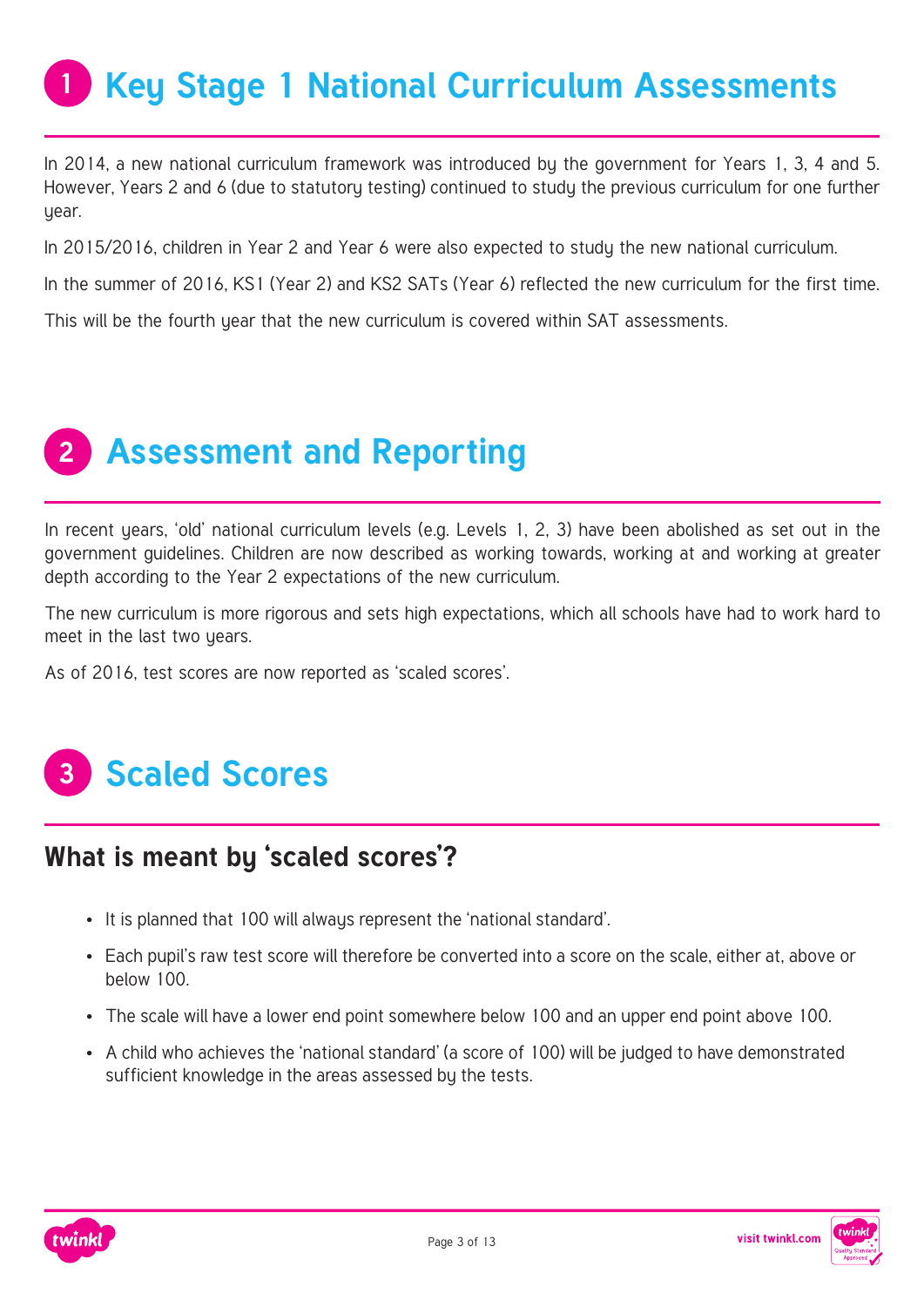# 1 Key Stage 1 National Curriculum Assessments

In 2014, a new national curriculum framework was introduced by the government for Years 1, 3, 4 and 5. However, Years 2 and 6 (due to statutory testing) continued to study the previous curriculum for one further year.

In 2015/2016, children in Year 2 and Year 6 were also expected to study the new national curriculum.

In the summer of 2016, KS1 (Year 2) and KS2 SATs (Year 6) reflected the new curriculum for the first time.

This will be the fourth year that the new curriculum is covered within SAT assessments.

# 2 Assessment and Reporting

In recent years, 'old' national curriculum levels (e.g. Levels 1, 2, 3) have been abolished as set out in the government guidelines. Children are now described as working towards, working at and working at greater depth according to the Year 2 expectations of the new curriculum.

The new curriculum is more rigorous and sets high expectations, which all schools have had to work hard to meet in the last two years.

As of 2016, test scores are now reported as 'scaled scores'.

# 3 Scaled Scores

## What is meant by 'scaled scores'?

- It is planned that 100 will always represent the 'national standard'.
- Each pupil's raw test score will therefore be converted into a score on the scale, either at, above or below 100.
- The scale will have a lower end point somewhere below 100 and an upper end point above 100.
- A child who achieves the 'national standard' (a score of 100) will be judged to have demonstrated sufficient knowledge in the areas assessed by the tests.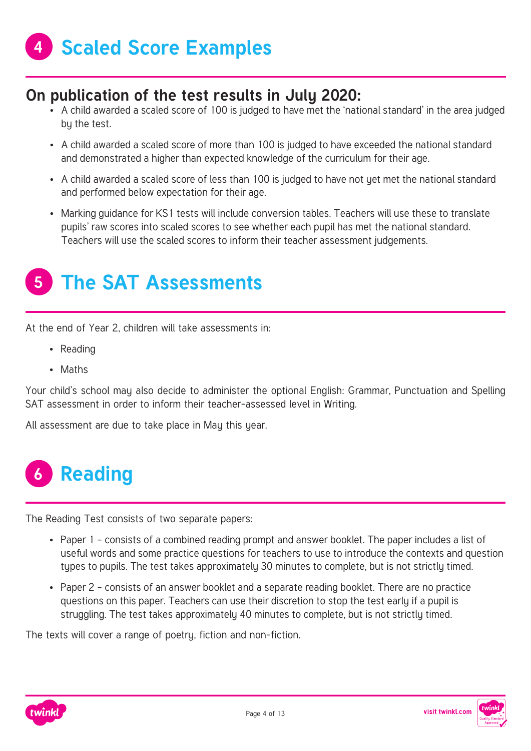# 4 Scaled Score Examples

## On publication of the test results in July 2020:

- A child awarded a scaled score of 100 is judged to have met the 'national standard' in the area judged by the test.
- A child awarded a scaled score of more than 100 is judged to have exceeded the national standard and demonstrated a higher than expected knowledge of the curriculum for their age.
- A child awarded a scaled score of less than 100 is judged to have not yet met the national standard and performed below expectation for their age.
- Marking guidance for KS1 tests will include conversion tables. Teachers will use these to translate pupils' raw scores into scaled scores to see whether each pupil has met the national standard. Teachers will use the scaled scores to inform their teacher assessment judgements.

# 5 The SAT Assessments

At the end of Year 2, children will take assessments in:

- Reading
- Maths

Your child's school may also decide to administer the optional English: Grammar, Punctuation and Spelling SAT assessment in order to inform their teacher-assessed level in Writing.

All assessment are due to take place in May this year.

# 6 Reading

The Reading Test consists of two separate papers:

- Paper 1 – consists of a combined reading prompt and answer booklet. The paper includes a list of useful words and some practice questions for teachers to use to introduce the contexts and question types to pupils. The test takes approximately 30 minutes to complete, but is not strictly timed.
- Paper 2 – consists of an answer booklet and a separate reading booklet. There are no practice questions on this paper. Teachers can use their discretion to stop the test early if a pupil is struggling. The test takes approximately 40 minutes to complete, but is not strictly timed.

The texts will cover a range of poetry, fiction and non-fiction.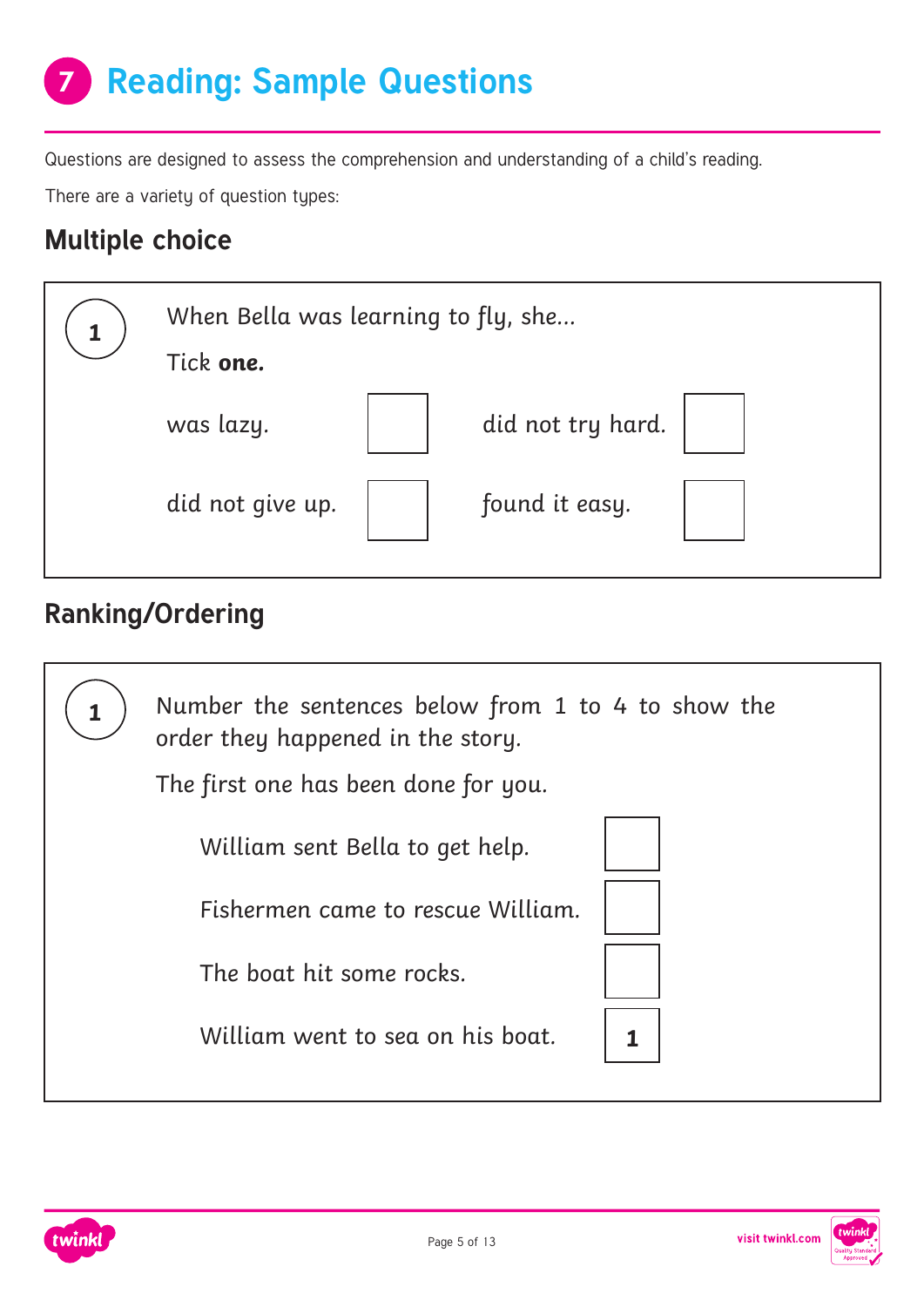# 7 Reading: Sample Questions

Questions are designed to assess the comprehension and understanding of a child's reading.

There are a variety of question types:

## Multiple choice

**1**

When Bella was learning to fly, she...

Tick **one.**

| | | | |
|---|---|---|---|
| was lazy. | ☐ | did not try hard. | ☐ |
| did not give up. | ☐ | found it easy. | ☐ |

## Ranking/Ordering

**1**

Number the sentences below from 1 to 4 to show the order they happened in the story.

The first one has been done for you.

| | |
|---|---|
| William sent Bella to get help. | ☐ |
| Fishermen came to rescue William. | ☐ |
| The boat hit some rocks. | ☐ |
| William went to sea on his boat. | **1** |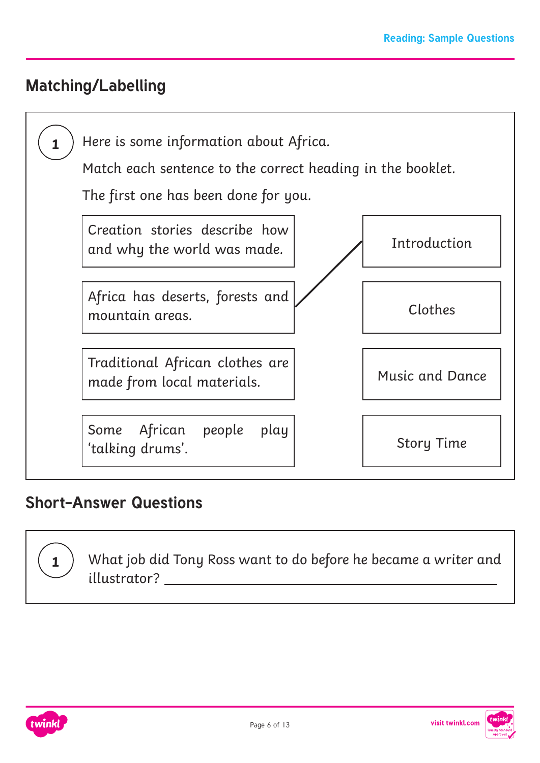## Matching/Labelling

**1** Here is some information about Africa.

Match each sentence to the correct heading in the booklet.

The first one has been done for you.

| Sentence | Heading |
| --- | --- |
| Creation stories describe how and why the world was made. | Introduction |
| Africa has deserts, forests and mountain areas. | Clothes |
| Traditional African clothes are made from local materials. | Music and Dance |
| Some African people play 'talking drums'. | Story Time |

(Example: "Africa has deserts, forests and mountain areas." is matched to "Introduction".)

## Short-Answer Questions

**1** What job did Tony Ross want to do before he became a writer and illustrator? ______________________________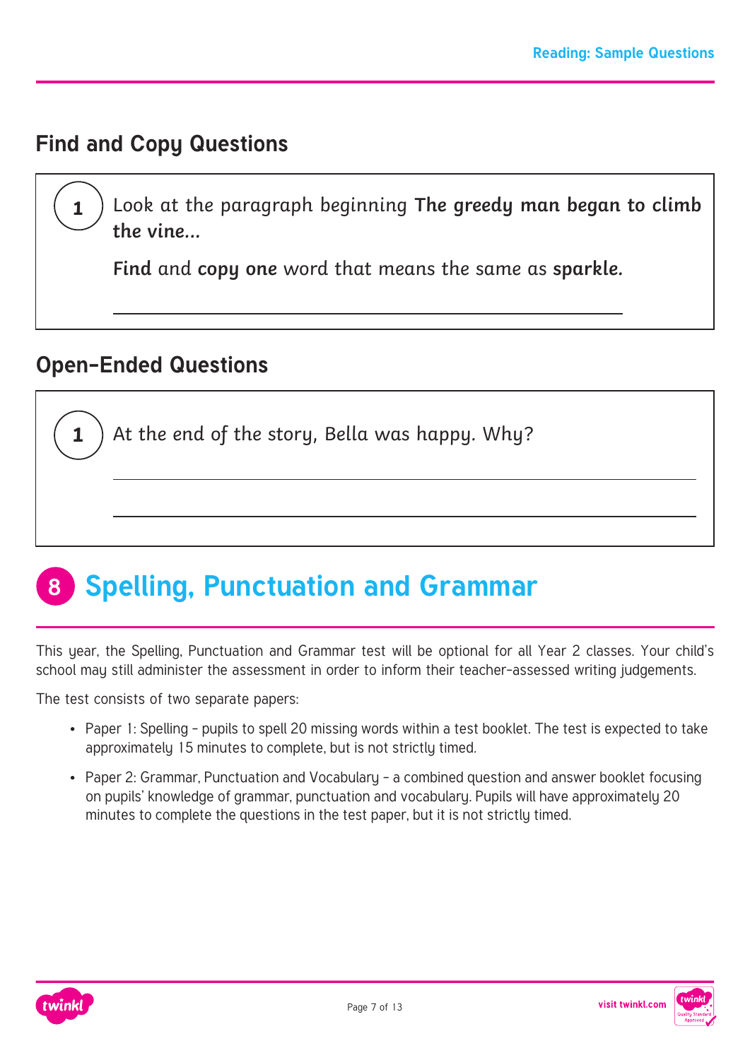## Find and Copy Questions

**1** Look at the paragraph beginning **The greedy man began to climb the vine...**

**Find** and **copy one** word that means the same as **sparkle.**

_______________________________________________

## Open-Ended Questions

**1** At the end of the story, Bella was happy. Why?

_______________________________________________

_______________________________________________

# 8 Spelling, Punctuation and Grammar

This year, the Spelling, Punctuation and Grammar test will be optional for all Year 2 classes. Your child's school may still administer the assessment in order to inform their teacher-assessed writing judgements.

The test consists of two separate papers:

- Paper 1: Spelling - pupils to spell 20 missing words within a test booklet. The test is expected to take approximately 15 minutes to complete, but is not strictly timed.
- Paper 2: Grammar, Punctuation and Vocabulary - a combined question and answer booklet focusing on pupils' knowledge of grammar, punctuation and vocabulary. Pupils will have approximately 20 minutes to complete the questions in the test paper, but it is not strictly timed.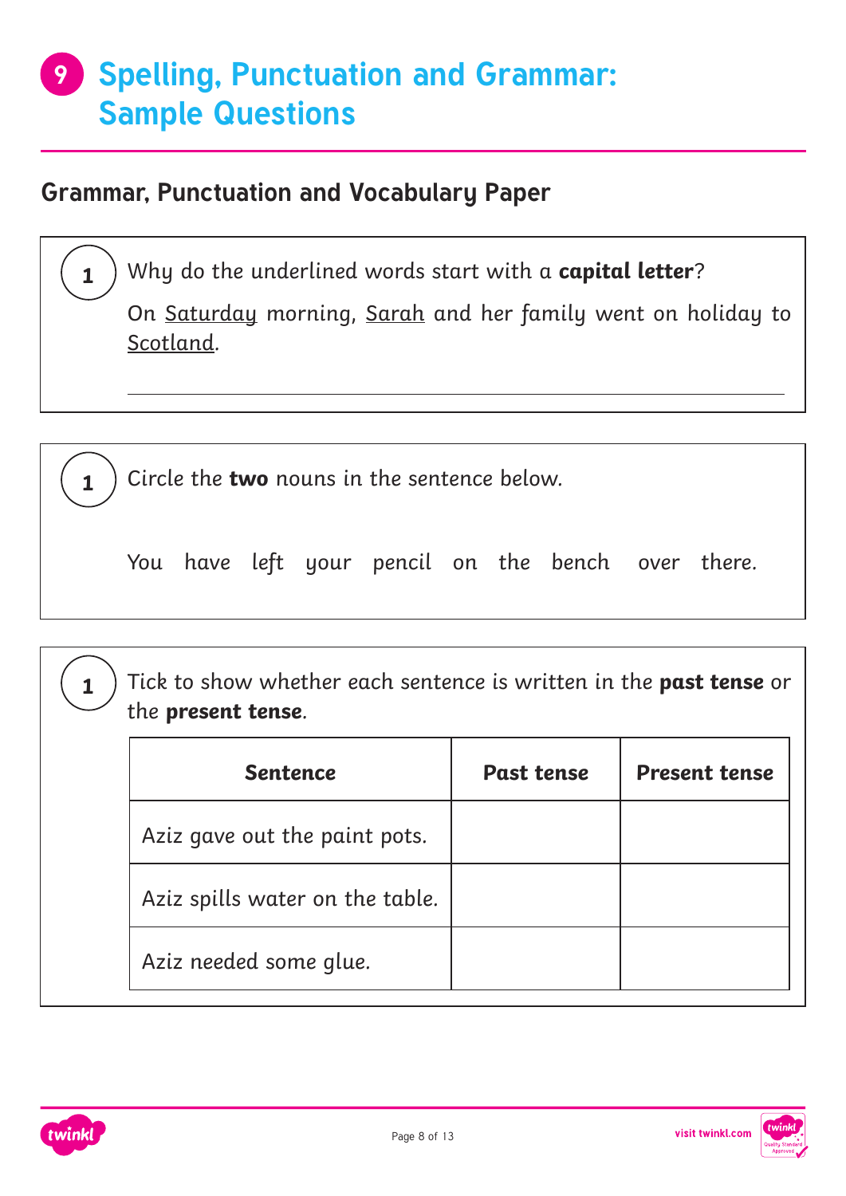# 9 Spelling, Punctuation and Grammar: Sample Questions

## Grammar, Punctuation and Vocabulary Paper

**1**

Why do the underlined words start with a **capital letter**?

On <u>Saturday</u> morning, <u>Sarah</u> and her family went on holiday to <u>Scotland</u>.

\_\_\_\_\_\_\_\_\_\_\_\_\_\_\_\_\_\_\_\_\_\_\_\_\_\_\_\_\_\_\_\_\_\_\_\_\_\_\_\_\_\_\_\_\_\_\_\_

**1**

Circle the **two** nouns in the sentence below.

You have left your pencil on the bench over there.

**1**

Tick to show whether each sentence is written in the **past tense** or the **present tense**.

| Sentence | Past tense | Present tense |
|---|---|---|
| Aziz gave out the paint pots. | | |
| Aziz spills water on the table. | | |
| Aziz needed some glue. | | |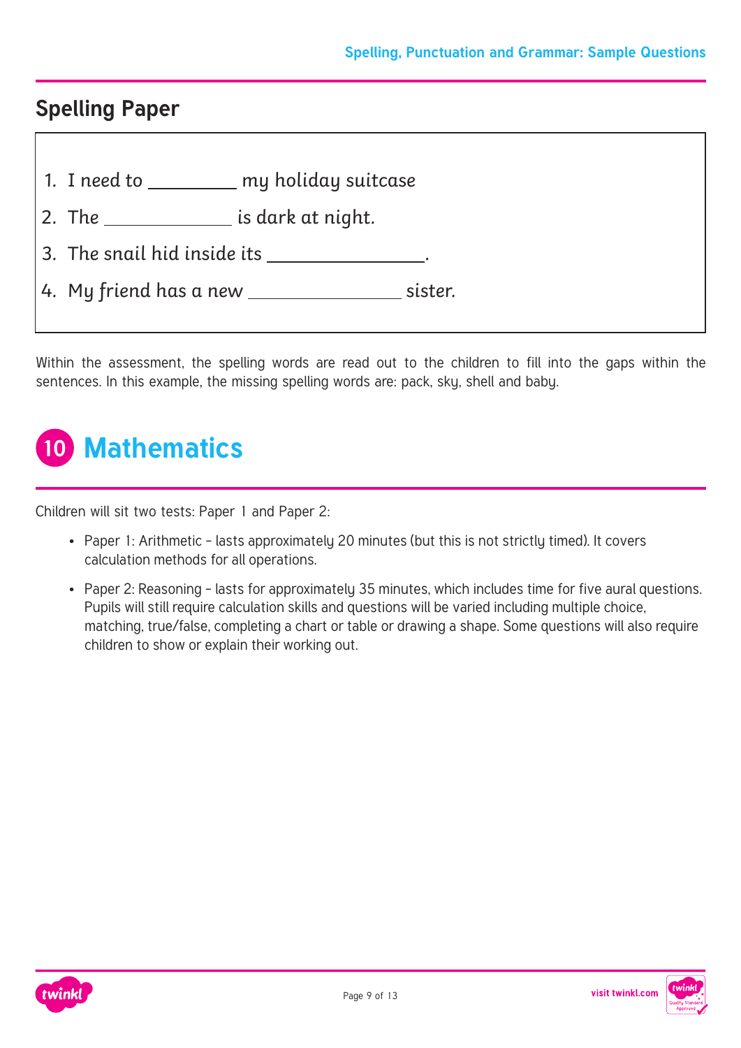## Spelling Paper

1. I need to \_\_\_\_\_\_\_\_\_ my holiday suitcase
2. The \_\_\_\_\_\_\_\_\_\_\_\_\_ is dark at night.
3. The snail hid inside its \_\_\_\_\_\_\_\_\_\_\_\_\_\_\_\_.
4. My friend has a new \_\_\_\_\_\_\_\_\_\_\_\_\_\_\_\_ sister.

Within the assessment, the spelling words are read out to the children to fill into the gaps within the sentences. In this example, the missing spelling words are: pack, sky, shell and baby.

# 10 Mathematics

Children will sit two tests: Paper 1 and Paper 2:

- Paper 1: Arithmetic – lasts approximately 20 minutes (but this is not strictly timed). It covers calculation methods for all operations.
- Paper 2: Reasoning – lasts for approximately 35 minutes, which includes time for five aural questions. Pupils will still require calculation skills and questions will be varied including multiple choice, matching, true/false, completing a chart or table or drawing a shape. Some questions will also require children to show or explain their working out.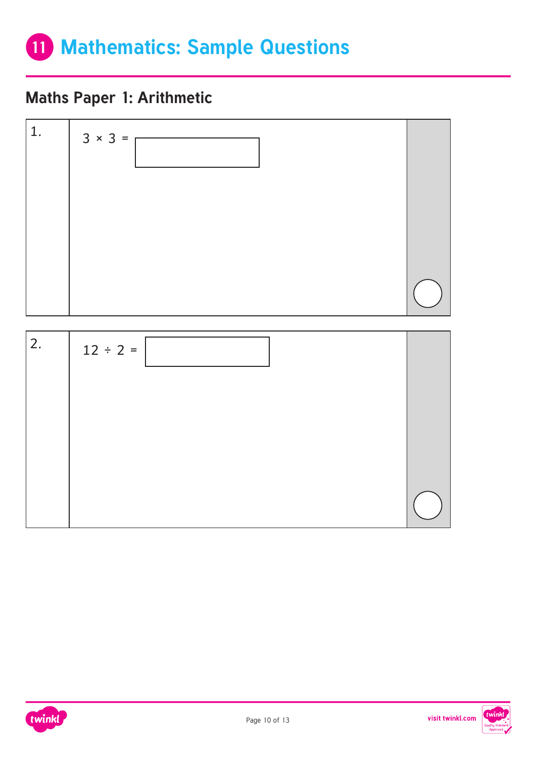# 11 Mathematics: Sample Questions

## Maths Paper 1: Arithmetic

1. $3 \times 3 =$ ☐

2. $12 \div 2 =$ ☐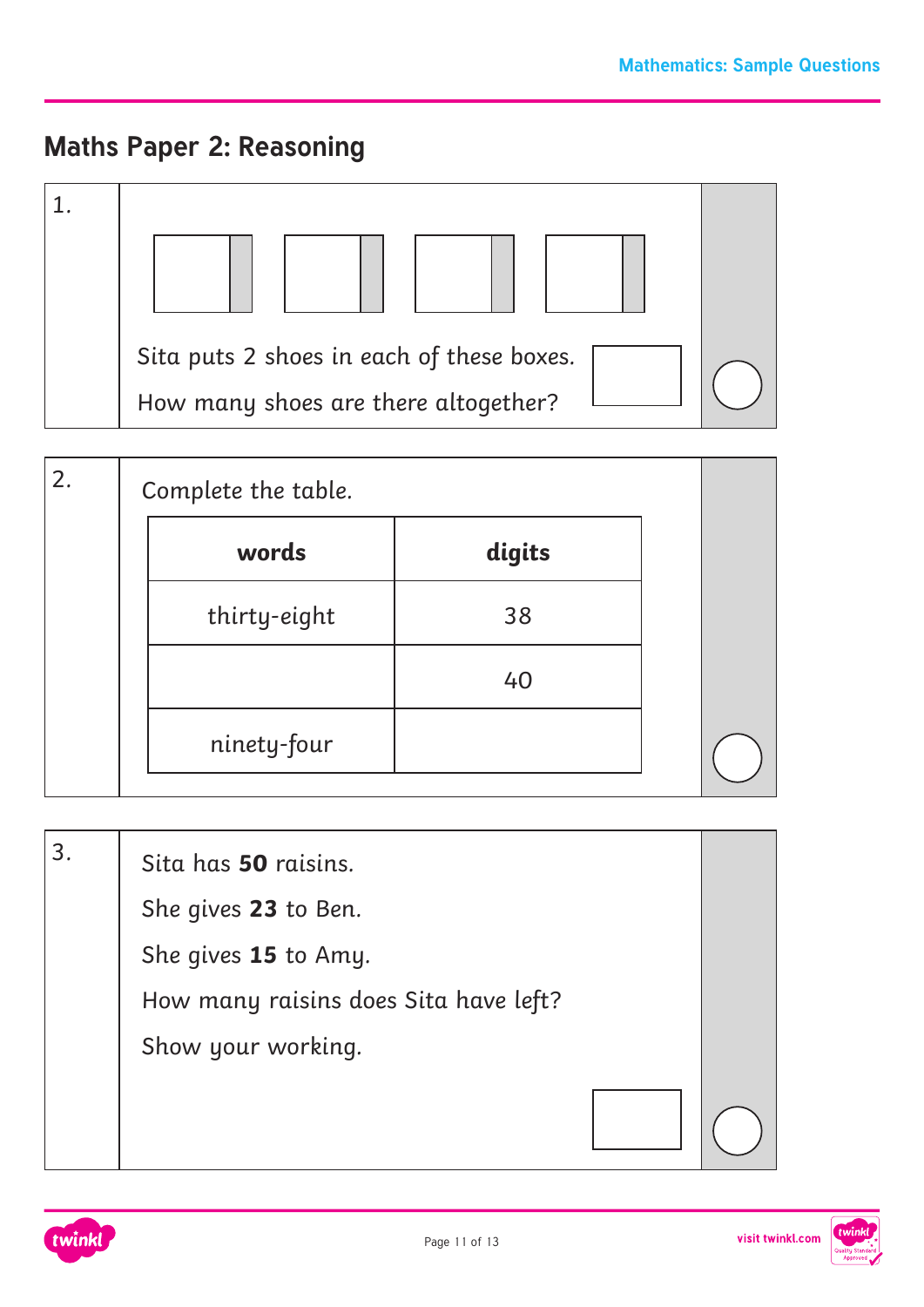## Maths Paper 2: Reasoning

**1.**

Sita puts 2 shoes in each of these boxes.

How many shoes are there altogether?

**2.**

Complete the table.

| **words** | **digits** |
| --- | --- |
| thirty-eight | 38 |
| | 40 |
| ninety-four | |

**3.**

Sita has **50** raisins.

She gives **23** to Ben.

She gives **15** to Amy.

How many raisins does Sita have left?

Show your working.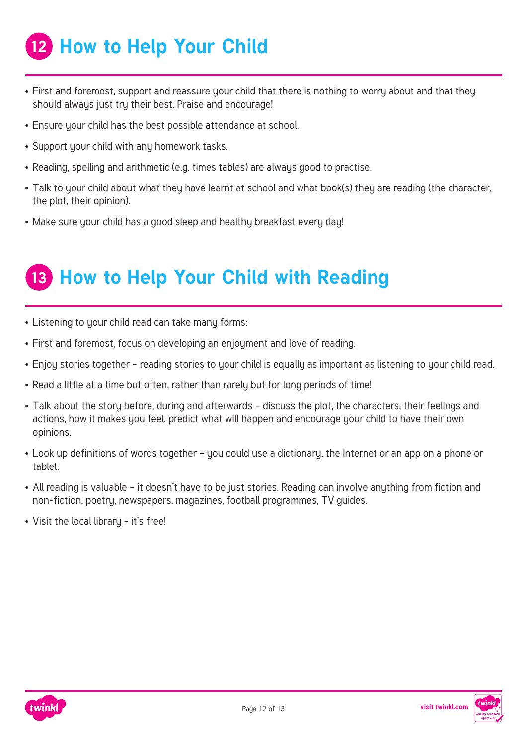## 12 How to Help Your Child

- First and foremost, support and reassure your child that there is nothing to worry about and that they should always just try their best. Praise and encourage!
- Ensure your child has the best possible attendance at school.
- Support your child with any homework tasks.
- Reading, spelling and arithmetic (e.g. times tables) are always good to practise.
- Talk to your child about what they have learnt at school and what book(s) they are reading (the character, the plot, their opinion).
- Make sure your child has a good sleep and healthy breakfast every day!

## 13 How to Help Your Child with Reading

- Listening to your child read can take many forms:
- First and foremost, focus on developing an enjoyment and love of reading.
- Enjoy stories together – reading stories to your child is equally as important as listening to your child read.
- Read a little at a time but often, rather than rarely but for long periods of time!
- Talk about the story before, during and afterwards – discuss the plot, the characters, their feelings and actions, how it makes you feel, predict what will happen and encourage your child to have their own opinions.
- Look up definitions of words together – you could use a dictionary, the Internet or an app on a phone or tablet.
- All reading is valuable – it doesn't have to be just stories. Reading can involve anything from fiction and non-fiction, poetry, newspapers, magazines, football programmes, TV guides.
- Visit the local library – it's free!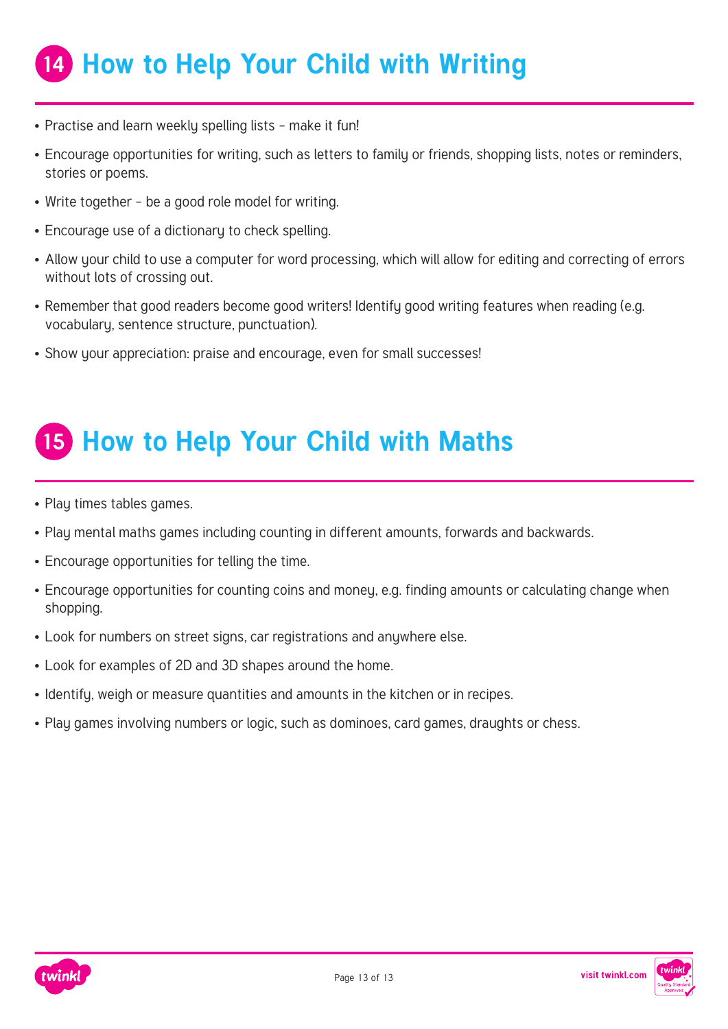## 14 How to Help Your Child with Writing

- Practise and learn weekly spelling lists – make it fun!
- Encourage opportunities for writing, such as letters to family or friends, shopping lists, notes or reminders, stories or poems.
- Write together – be a good role model for writing.
- Encourage use of a dictionary to check spelling.
- Allow your child to use a computer for word processing, which will allow for editing and correcting of errors without lots of crossing out.
- Remember that good readers become good writers! Identify good writing features when reading (e.g. vocabulary, sentence structure, punctuation).
- Show your appreciation: praise and encourage, even for small successes!

## 15 How to Help Your Child with Maths

- Play times tables games.
- Play mental maths games including counting in different amounts, forwards and backwards.
- Encourage opportunities for telling the time.
- Encourage opportunities for counting coins and money, e.g. finding amounts or calculating change when shopping.
- Look for numbers on street signs, car registrations and anywhere else.
- Look for examples of 2D and 3D shapes around the home.
- Identify, weigh or measure quantities and amounts in the kitchen or in recipes.
- Play games involving numbers or logic, such as dominoes, card games, draughts or chess.